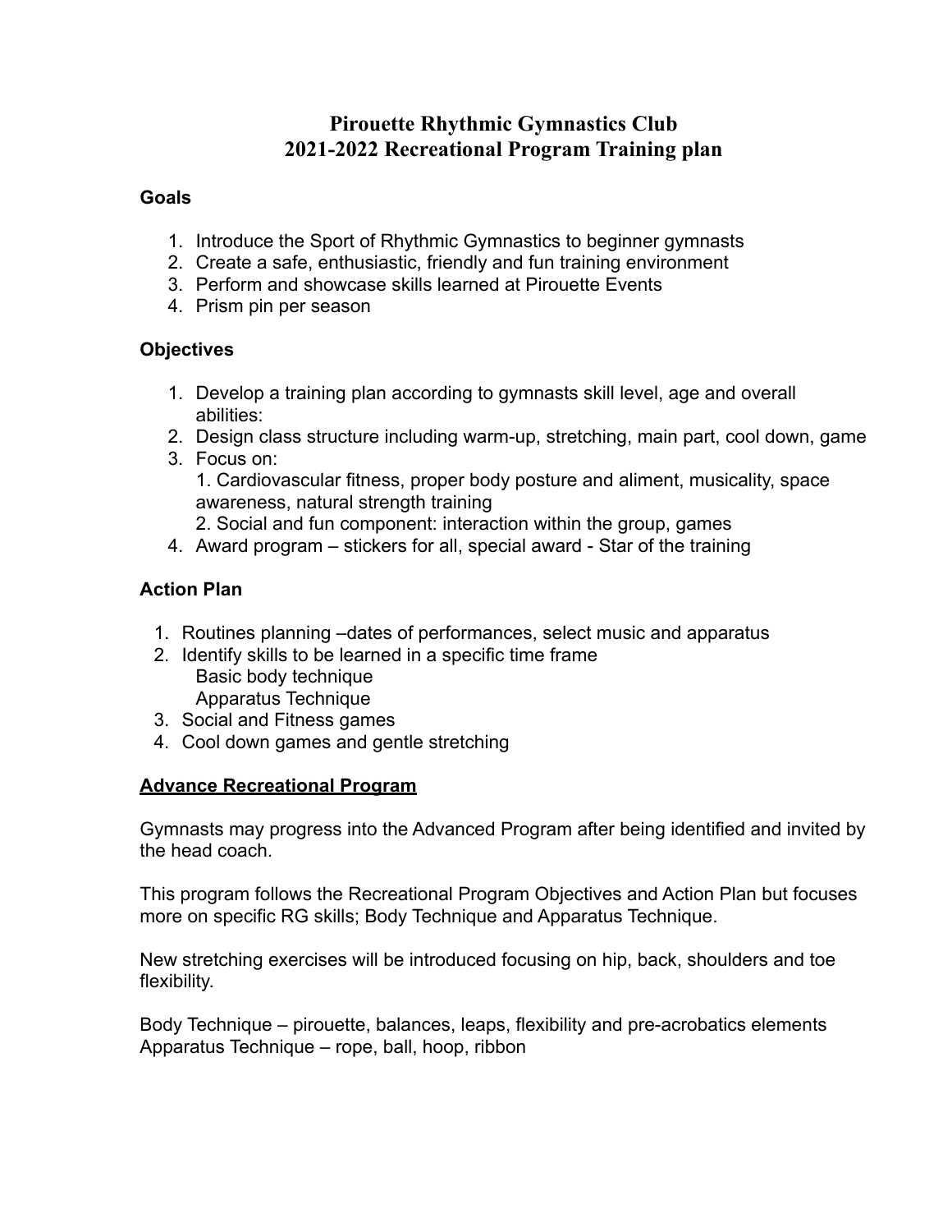# Pirouette Rhythmic Gymnastics Club
# 2021-2022 Recreational Program Training plan

**Goals**

1. Introduce the Sport of Rhythmic Gymnastics to beginner gymnasts
2. Create a safe, enthusiastic, friendly and fun training environment
3. Perform and showcase skills learned at Pirouette Events
4. Prism pin per season

**Objectives**

1. Develop a training plan according to gymnasts skill level, age and overall abilities:
2. Design class structure including warm-up, stretching, main part, cool down, game
3. Focus on:
   1. Cardiovascular fitness, proper body posture and aliment, musicality, space awareness, natural strength training
   2. Social and fun component: interaction within the group, games
4. Award program – stickers for all, special award - Star of the training

**Action Plan**

1. Routines planning –dates of performances, select music and apparatus
2. Identify skills to be learned in a specific time frame
   Basic body technique
   Apparatus Technique
3. Social and Fitness games
4. Cool down games and gentle stretching

**<u>Advance Recreational Program</u>**

Gymnasts may progress into the Advanced Program after being identified and invited by the head coach.

This program follows the Recreational Program Objectives and Action Plan but focuses more on specific RG skills; Body Technique and Apparatus Technique.

New stretching exercises will be introduced focusing on hip, back, shoulders and toe flexibility.

Body Technique – pirouette, balances, leaps, flexibility and pre-acrobatics elements
Apparatus Technique – rope, ball, hoop, ribbon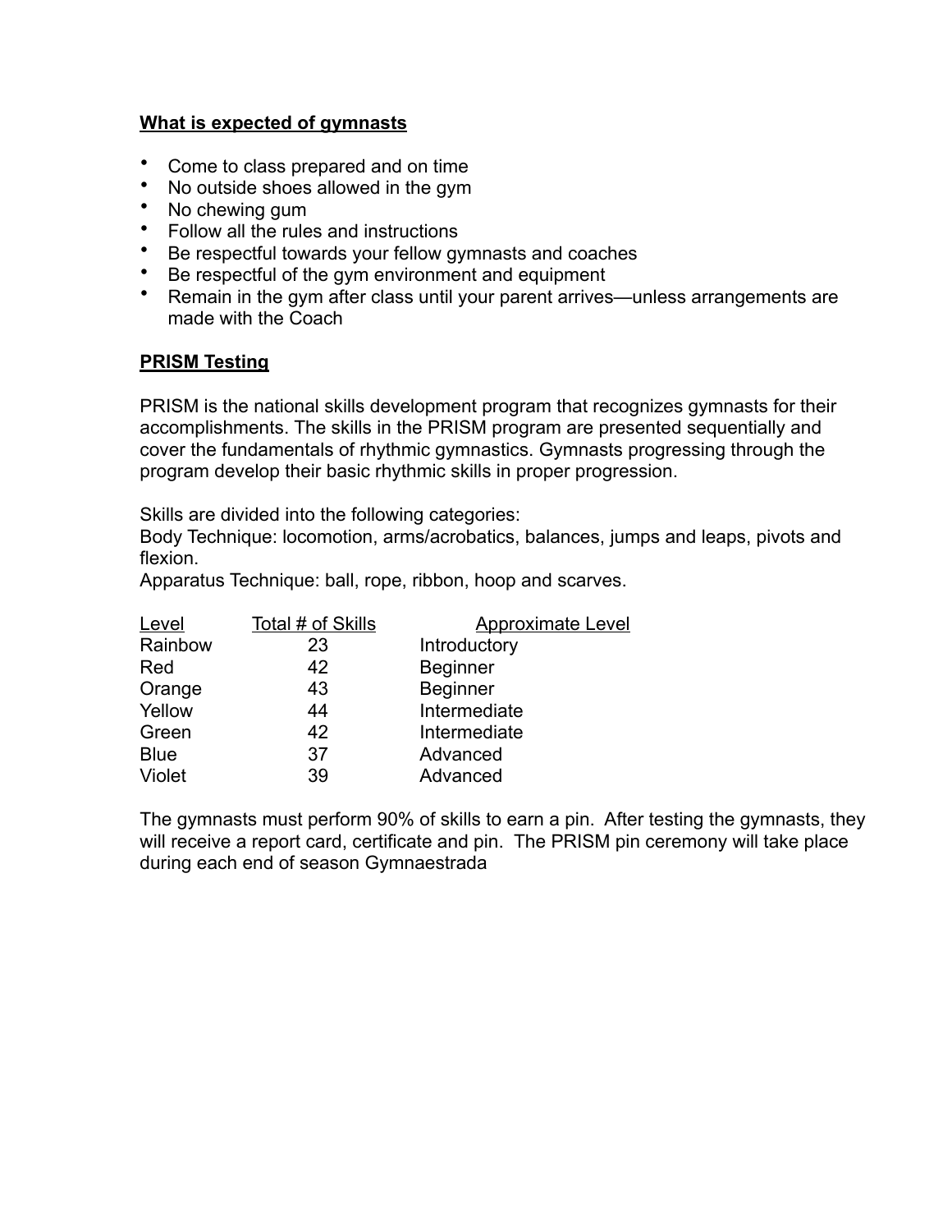**What is expected of gymnasts**

- Come to class prepared and on time
- No outside shoes allowed in the gym
- No chewing gum
- Follow all the rules and instructions
- Be respectful towards your fellow gymnasts and coaches
- Be respectful of the gym environment and equipment
- Remain in the gym after class until your parent arrives—unless arrangements are made with the Coach

**PRISM Testing**

PRISM is the national skills development program that recognizes gymnasts for their accomplishments. The skills in the PRISM program are presented sequentially and cover the fundamentals of rhythmic gymnastics. Gymnasts progressing through the program develop their basic rhythmic skills in proper progression.

Skills are divided into the following categories:
Body Technique: locomotion, arms/acrobatics, balances, jumps and leaps, pivots and flexion.
Apparatus Technique: ball, rope, ribbon, hoop and scarves.

| Level | Total # of Skills | Approximate Level |
|---|---|---|
| Rainbow | 23 | Introductory |
| Red | 42 | Beginner |
| Orange | 43 | Beginner |
| Yellow | 44 | Intermediate |
| Green | 42 | Intermediate |
| Blue | 37 | Advanced |
| Violet | 39 | Advanced |

The gymnasts must perform 90% of skills to earn a pin. After testing the gymnasts, they will receive a report card, certificate and pin. The PRISM pin ceremony will take place during each end of season Gymnaestrada